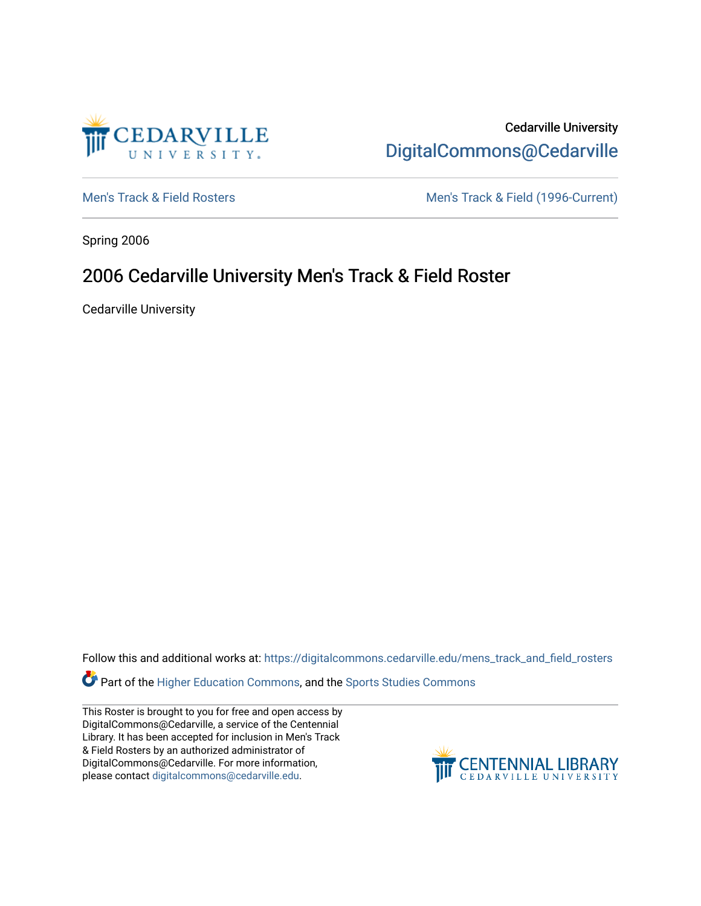Cedarville University

DigitalCommons@Cedarville

Men's Track & Field Rosters

Men's Track & Field (1996-Current)

Spring 2006

# 2006 Cedarville University Men's Track & Field Roster

Cedarville University

Follow this and additional works at: https://digitalcommons.cedarville.edu/mens_track_and_field_rosters

Part of the Higher Education Commons, and the Sports Studies Commons

This Roster is brought to you for free and open access by DigitalCommons@Cedarville, a service of the Centennial Library. It has been accepted for inclusion in Men's Track & Field Rosters by an authorized administrator of DigitalCommons@Cedarville. For more information, please contact digitalcommons@cedarville.edu.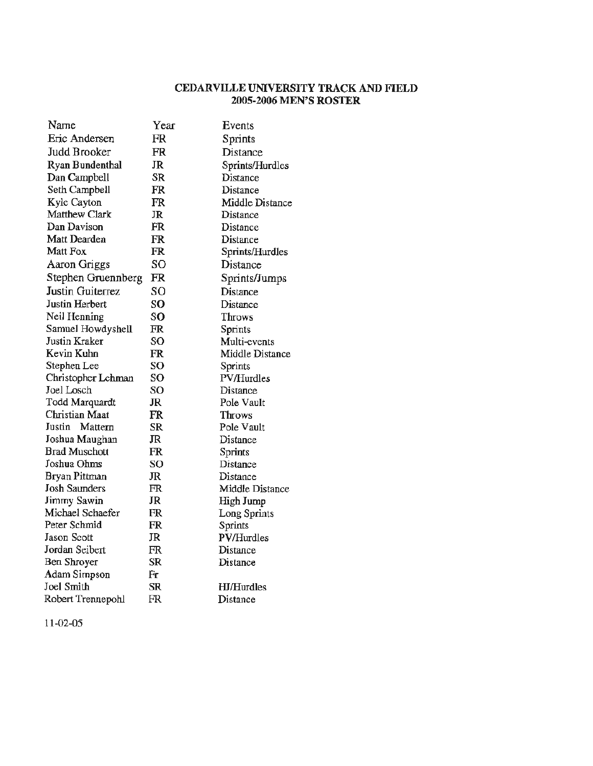**CEDARVILLE UNIVERSITY TRACK AND FIELD**
**2005-2006 MEN'S ROSTER**

| Name | Year | Events |
|---|---|---|
| Eric Andersen | FR | Sprints |
| Judd Brooker | FR | Distance |
| Ryan Bundenthal | JR | Sprints/Hurdles |
| Dan Campbell | SR | Distance |
| Seth Campbell | FR | Distance |
| Kyle Cayton | FR | Middle Distance |
| Matthew Clark | JR | Distance |
| Dan Davison | FR | Distance |
| Matt Dearden | FR | Distance |
| Matt Fox | FR | Sprints/Hurdles |
| Aaron Griggs | SO | Distance |
| Stephen Gruennberg | FR | Sprints/Jumps |
| Justin Guiterrez | SO | Distance |
| Justin Herbert | SO | Distance |
| Neil Henning | SO | Throws |
| Samuel Howdyshell | FR | Sprints |
| Justin Kraker | SO | Multi-events |
| Kevin Kuhn | FR | Middle Distance |
| Stephen Lee | SO | Sprints |
| Christopher Lehman | SO | PV/Hurdles |
| Joel Losch | SO | Distance |
| Todd Marquardt | JR | Pole Vault |
| Christian Maat | FR | Throws |
| Justin Mattern | SR | Pole Vault |
| Joshua Maughan | JR | Distance |
| Brad Muschott | FR | Sprints |
| Joshua Ohms | SO | Distance |
| Bryan Pittman | JR | Distance |
| Josh Saunders | FR | Middle Distance |
| Jimmy Sawin | JR | High Jump |
| Michael Schaefer | FR | Long Sprints |
| Peter Schmid | FR | Sprints |
| Jason Scott | JR | PV/Hurdles |
| Jordan Seibert | FR | Distance |
| Ben Shroyer | SR | Distance |
| Adam Simpson | Fr | |
| Joel Smith | SR | HJ/Hurdles |
| Robert Trennepohl | FR | Distance |

11-02-05